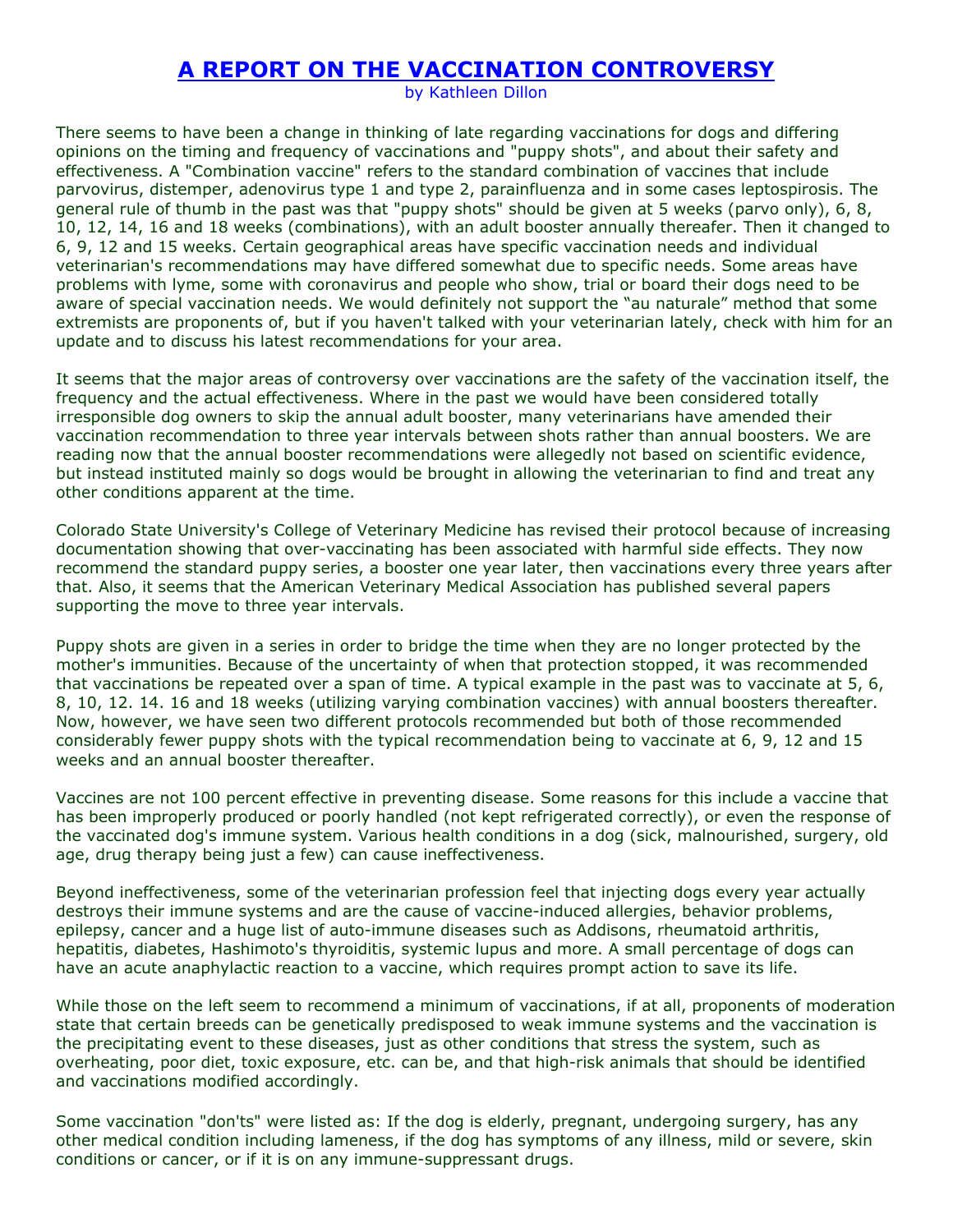# A REPORT ON THE VACCINATION CONTROVERSY

by Kathleen Dillon

There seems to have been a change in thinking of late regarding vaccinations for dogs and differing opinions on the timing and frequency of vaccinations and "puppy shots", and about their safety and effectiveness. A "Combination vaccine" refers to the standard combination of vaccines that include parvovirus, distemper, adenovirus type 1 and type 2, parainfluenza and in some cases leptospirosis. The general rule of thumb in the past was that "puppy shots" should be given at 5 weeks (parvo only), 6, 8, 10, 12, 14, 16 and 18 weeks (combinations), with an adult booster annually thereafer. Then it changed to 6, 9, 12 and 15 weeks. Certain geographical areas have specific vaccination needs and individual veterinarian's recommendations may have differed somewhat due to specific needs. Some areas have problems with lyme, some with coronavirus and people who show, trial or board their dogs need to be aware of special vaccination needs. We would definitely not support the "au naturale" method that some extremists are proponents of, but if you haven't talked with your veterinarian lately, check with him for an update and to discuss his latest recommendations for your area.

It seems that the major areas of controversy over vaccinations are the safety of the vaccination itself, the frequency and the actual effectiveness. Where in the past we would have been considered totally irresponsible dog owners to skip the annual adult booster, many veterinarians have amended their vaccination recommendation to three year intervals between shots rather than annual boosters. We are reading now that the annual booster recommendations were allegedly not based on scientific evidence, but instead instituted mainly so dogs would be brought in allowing the veterinarian to find and treat any other conditions apparent at the time.

Colorado State University's College of Veterinary Medicine has revised their protocol because of increasing documentation showing that over-vaccinating has been associated with harmful side effects. They now recommend the standard puppy series, a booster one year later, then vaccinations every three years after that. Also, it seems that the American Veterinary Medical Association has published several papers supporting the move to three year intervals.

Puppy shots are given in a series in order to bridge the time when they are no longer protected by the mother's immunities. Because of the uncertainty of when that protection stopped, it was recommended that vaccinations be repeated over a span of time. A typical example in the past was to vaccinate at 5, 6, 8, 10, 12. 14. 16 and 18 weeks (utilizing varying combination vaccines) with annual boosters thereafter. Now, however, we have seen two different protocols recommended but both of those recommended considerably fewer puppy shots with the typical recommendation being to vaccinate at 6, 9, 12 and 15 weeks and an annual booster thereafter.

Vaccines are not 100 percent effective in preventing disease. Some reasons for this include a vaccine that has been improperly produced or poorly handled (not kept refrigerated correctly), or even the response of the vaccinated dog's immune system. Various health conditions in a dog (sick, malnourished, surgery, old age, drug therapy being just a few) can cause ineffectiveness.

Beyond ineffectiveness, some of the veterinarian profession feel that injecting dogs every year actually destroys their immune systems and are the cause of vaccine-induced allergies, behavior problems, epilepsy, cancer and a huge list of auto-immune diseases such as Addisons, rheumatoid arthritis, hepatitis, diabetes, Hashimoto's thyroiditis, systemic lupus and more. A small percentage of dogs can have an acute anaphylactic reaction to a vaccine, which requires prompt action to save its life.

While those on the left seem to recommend a minimum of vaccinations, if at all, proponents of moderation state that certain breeds can be genetically predisposed to weak immune systems and the vaccination is the precipitating event to these diseases, just as other conditions that stress the system, such as overheating, poor diet, toxic exposure, etc. can be, and that high-risk animals that should be identified and vaccinations modified accordingly.

Some vaccination "don'ts" were listed as: If the dog is elderly, pregnant, undergoing surgery, has any other medical condition including lameness, if the dog has symptoms of any illness, mild or severe, skin conditions or cancer, or if it is on any immune-suppressant drugs.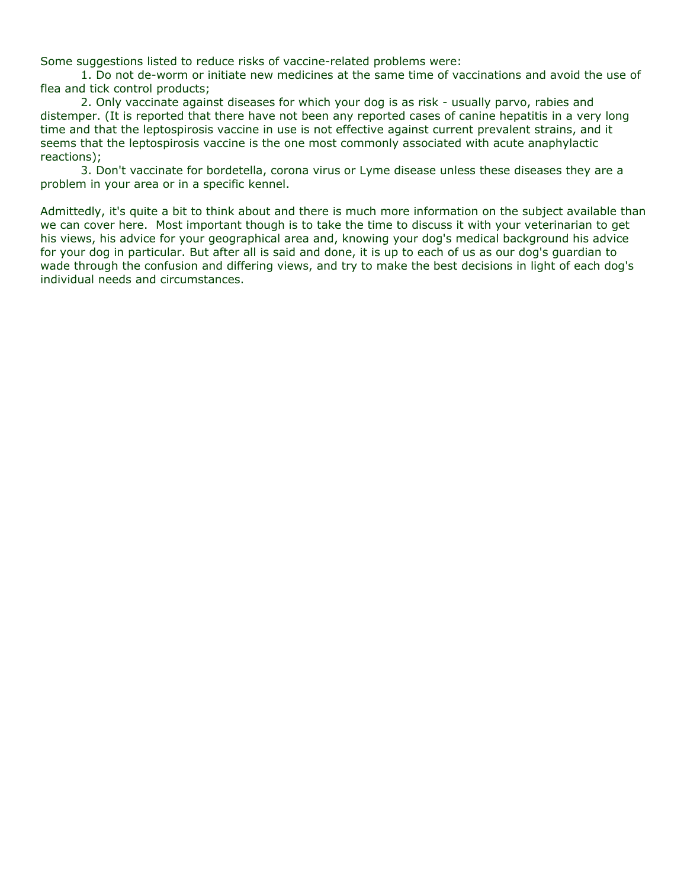Some suggestions listed to reduce risks of vaccine-related problems were:

1. Do not de-worm or initiate new medicines at the same time of vaccinations and avoid the use of flea and tick control products;
2. Only vaccinate against diseases for which your dog is as risk - usually parvo, rabies and distemper. (It is reported that there have not been any reported cases of canine hepatitis in a very long time and that the leptospirosis vaccine in use is not effective against current prevalent strains, and it seems that the leptospirosis vaccine is the one most commonly associated with acute anaphylactic reactions);
3. Don't vaccinate for bordetella, corona virus or Lyme disease unless these diseases they are a problem in your area or in a specific kennel.

Admittedly, it's quite a bit to think about and there is much more information on the subject available than we can cover here. Most important though is to take the time to discuss it with your veterinarian to get his views, his advice for your geographical area and, knowing your dog's medical background his advice for your dog in particular. But after all is said and done, it is up to each of us as our dog's guardian to wade through the confusion and differing views, and try to make the best decisions in light of each dog's individual needs and circumstances.